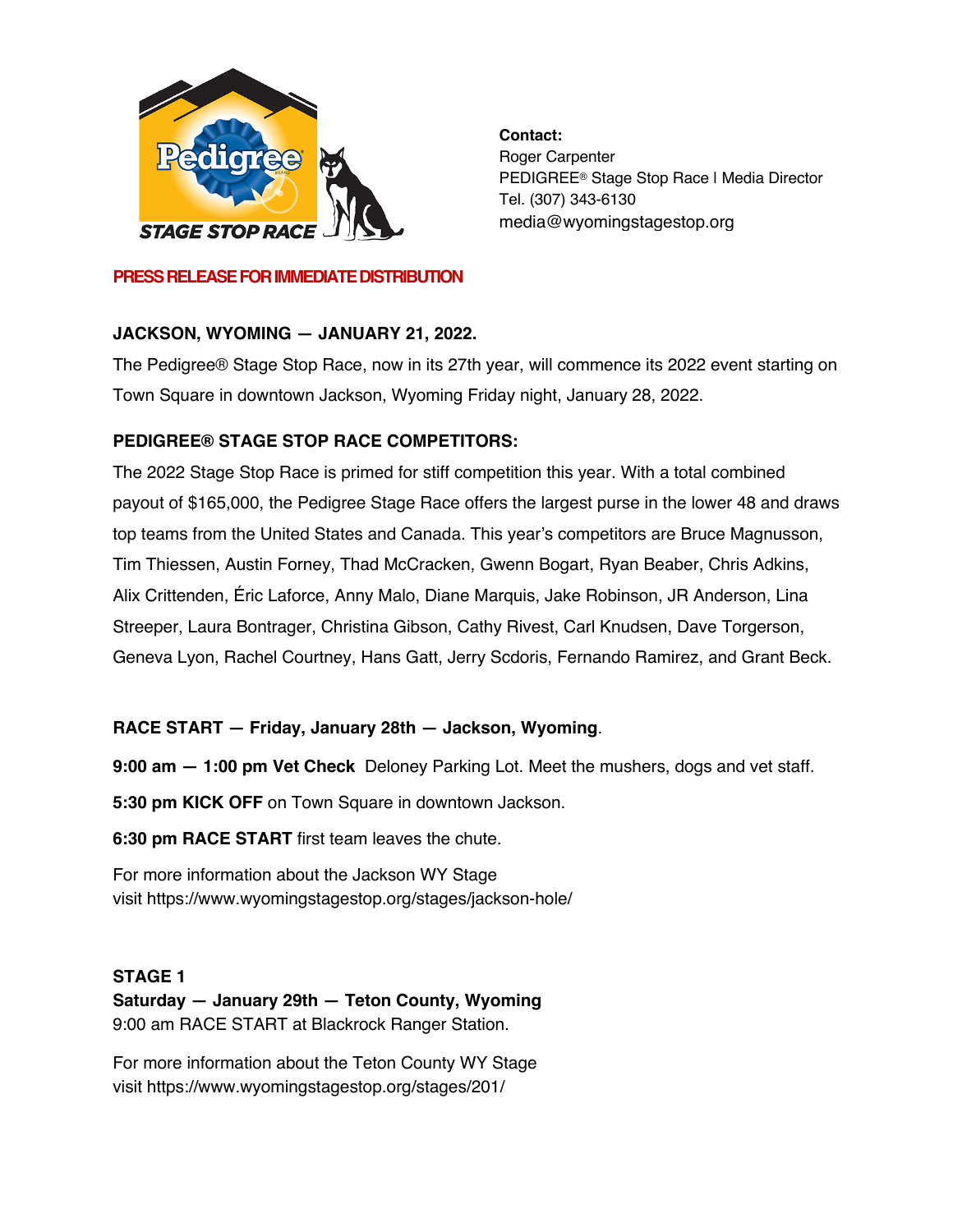**Contact:**
Roger Carpenter
PEDIGREE® Stage Stop Race | Media Director
Tel. (307) 343-6130
media@wyomingstagestop.org

**PRESS RELEASE FOR IMMEDIATE DISTRIBUTION**

**JACKSON, WYOMING — JANUARY 21, 2022.**

The Pedigree® Stage Stop Race, now in its 27th year, will commence its 2022 event starting on Town Square in downtown Jackson, Wyoming Friday night, January 28, 2022.

**PEDIGREE® STAGE STOP RACE COMPETITORS:**

The 2022 Stage Stop Race is primed for stiff competition this year. With a total combined payout of $165,000, the Pedigree Stage Race offers the largest purse in the lower 48 and draws top teams from the United States and Canada. This year's competitors are Bruce Magnusson, Tim Thiessen, Austin Forney, Thad McCracken, Gwenn Bogart, Ryan Beaber, Chris Adkins, Alix Crittenden, Éric Laforce, Anny Malo, Diane Marquis, Jake Robinson, JR Anderson, Lina Streeper, Laura Bontrager, Christina Gibson, Cathy Rivest, Carl Knudsen, Dave Torgerson, Geneva Lyon, Rachel Courtney, Hans Gatt, Jerry Scdoris, Fernando Ramirez, and Grant Beck.

**RACE START — Friday, January 28th — Jackson, Wyoming**.

**9:00 am — 1:00 pm Vet Check** Deloney Parking Lot. Meet the mushers, dogs and vet staff.

**5:30 pm KICK OFF** on Town Square in downtown Jackson.

**6:30 pm RACE START** first team leaves the chute.

For more information about the Jackson WY Stage
visit https://www.wyomingstagestop.org/stages/jackson-hole/

**STAGE 1**
**Saturday — January 29th — Teton County, Wyoming**
9:00 am RACE START at Blackrock Ranger Station.

For more information about the Teton County WY Stage
visit https://www.wyomingstagestop.org/stages/201/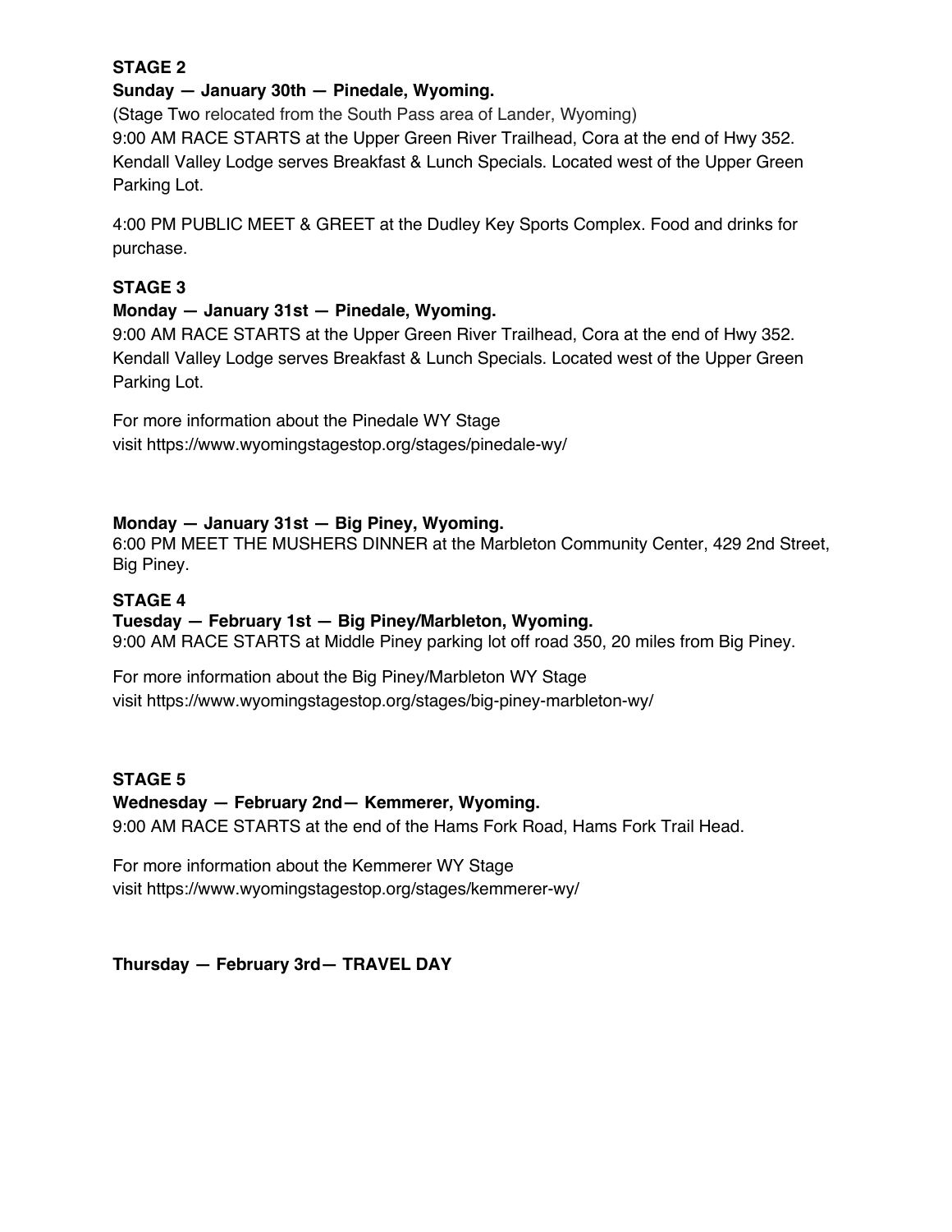**STAGE 2**

**Sunday — January 30th — Pinedale, Wyoming.**

(Stage Two relocated from the South Pass area of Lander, Wyoming)
9:00 AM RACE STARTS at the Upper Green River Trailhead, Cora at the end of Hwy 352. Kendall Valley Lodge serves Breakfast & Lunch Specials. Located west of the Upper Green Parking Lot.

4:00 PM PUBLIC MEET & GREET at the Dudley Key Sports Complex. Food and drinks for purchase.

**STAGE 3**

**Monday — January 31st — Pinedale, Wyoming.**

9:00 AM RACE STARTS at the Upper Green River Trailhead, Cora at the end of Hwy 352. Kendall Valley Lodge serves Breakfast & Lunch Specials. Located west of the Upper Green Parking Lot.

For more information about the Pinedale WY Stage
visit https://www.wyomingstagestop.org/stages/pinedale-wy/

**Monday — January 31st — Big Piney, Wyoming.**

6:00 PM MEET THE MUSHERS DINNER at the Marbleton Community Center, 429 2nd Street, Big Piney.

**STAGE 4**

**Tuesday — February 1st — Big Piney/Marbleton, Wyoming.**

9:00 AM RACE STARTS at Middle Piney parking lot off road 350, 20 miles from Big Piney.

For more information about the Big Piney/Marbleton WY Stage
visit https://www.wyomingstagestop.org/stages/big-piney-marbleton-wy/

**STAGE 5**

**Wednesday — February 2nd— Kemmerer, Wyoming.**

9:00 AM RACE STARTS at the end of the Hams Fork Road, Hams Fork Trail Head.

For more information about the Kemmerer WY Stage
visit https://www.wyomingstagestop.org/stages/kemmerer-wy/

**Thursday — February 3rd— TRAVEL DAY**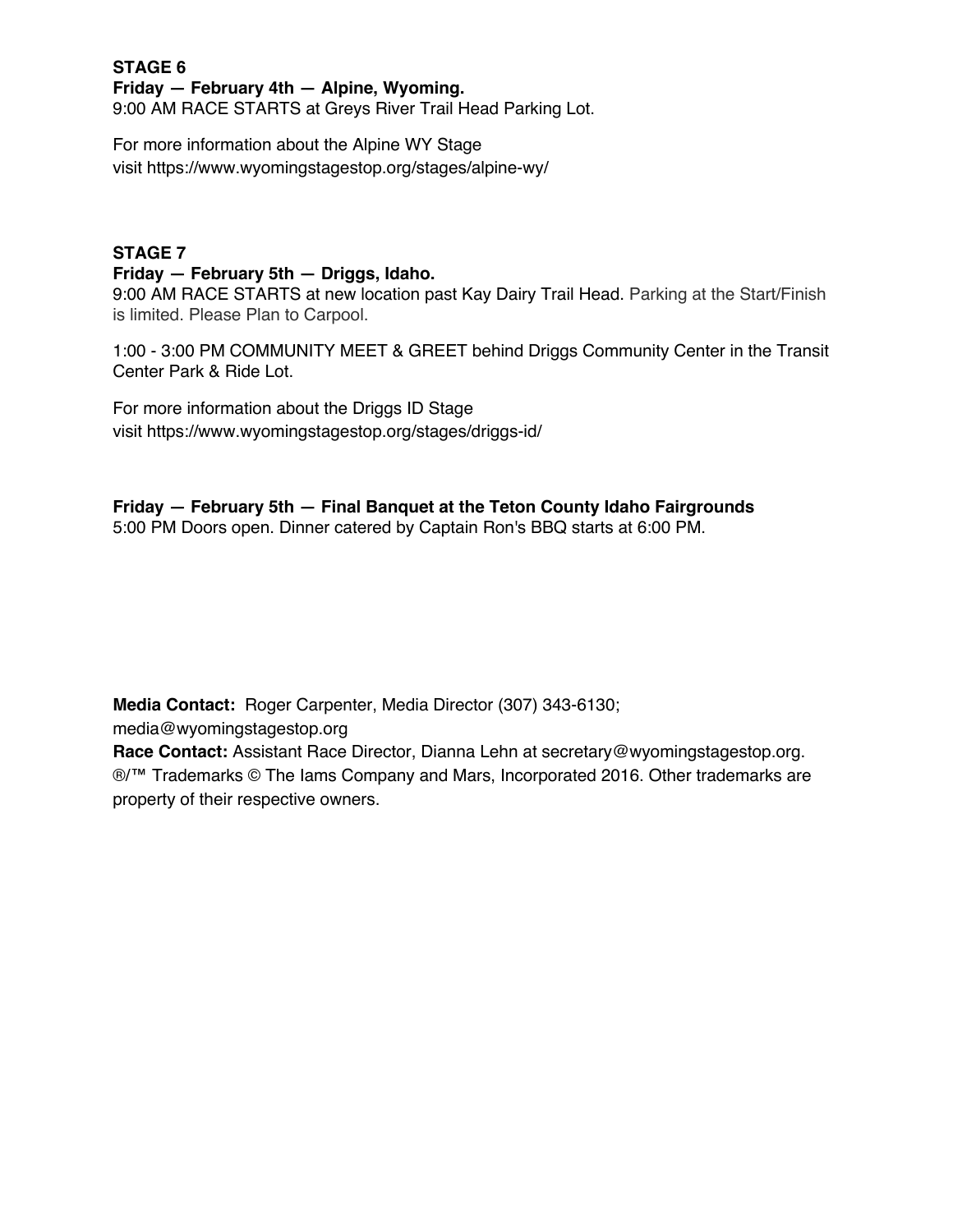**STAGE 6**

**Friday — February 4th — Alpine, Wyoming.**

9:00 AM RACE STARTS at Greys River Trail Head Parking Lot.

For more information about the Alpine WY Stage
visit https://www.wyomingstagestop.org/stages/alpine-wy/

**STAGE 7**

**Friday — February 5th — Driggs, Idaho.**

9:00 AM RACE STARTS at new location past Kay Dairy Trail Head. Parking at the Start/Finish is limited. Please Plan to Carpool.

1:00 - 3:00 PM COMMUNITY MEET & GREET behind Driggs Community Center in the Transit Center Park & Ride Lot.

For more information about the Driggs ID Stage
visit https://www.wyomingstagestop.org/stages/driggs-id/

**Friday — February 5th — Final Banquet at the Teton County Idaho Fairgrounds**

5:00 PM Doors open. Dinner catered by Captain Ron's BBQ starts at 6:00 PM.

**Media Contact:** Roger Carpenter, Media Director (307) 343-6130;
media@wyomingstagestop.org

**Race Contact:** Assistant Race Director, Dianna Lehn at secretary@wyomingstagestop.org.

®/™ Trademarks © The Iams Company and Mars, Incorporated 2016. Other trademarks are property of their respective owners.